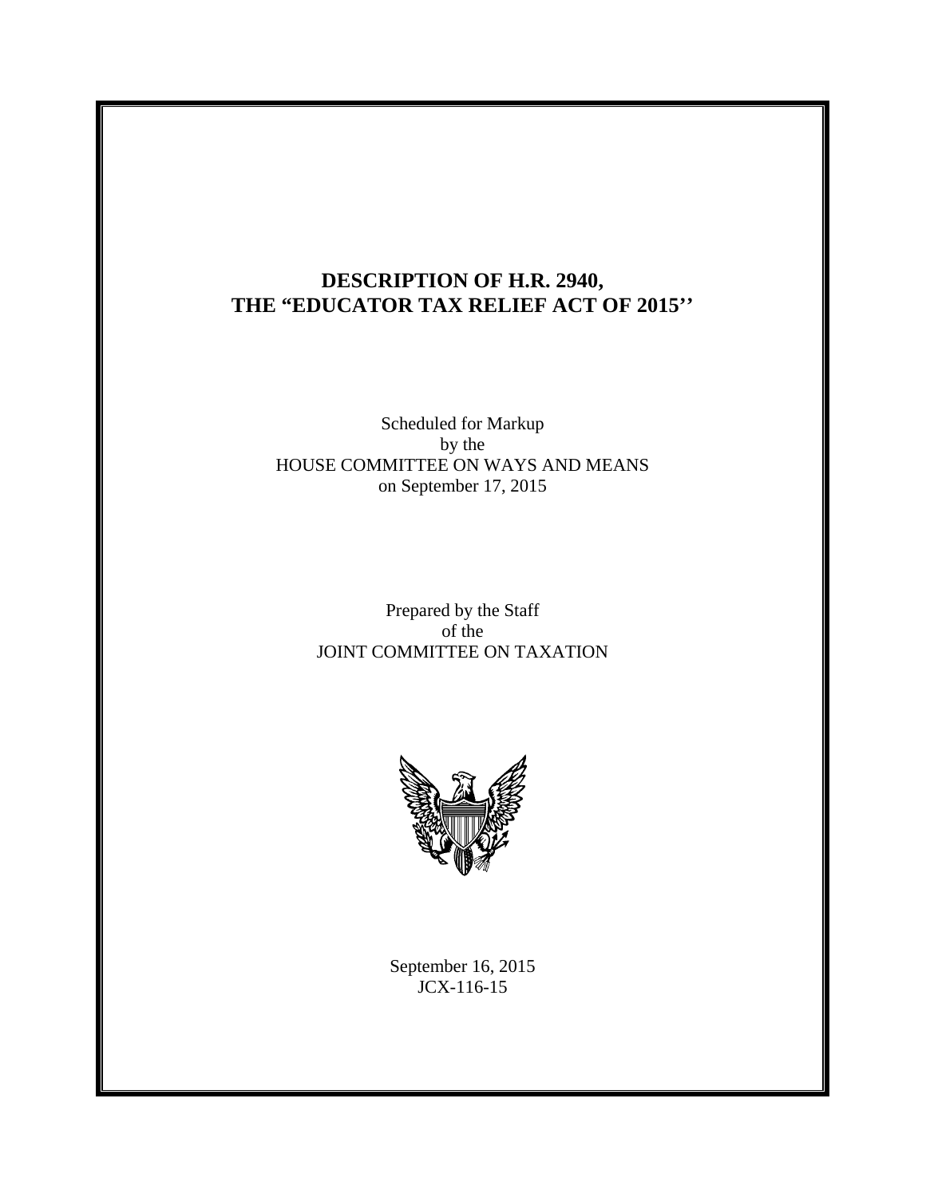# DESCRIPTION OF H.R. 2940, THE "EDUCATOR TAX RELIEF ACT OF 2015''

Scheduled for Markup
by the
HOUSE COMMITTEE ON WAYS AND MEANS
on September 17, 2015

Prepared by the Staff
of the
JOINT COMMITTEE ON TAXATION

September 16, 2015
JCX-116-15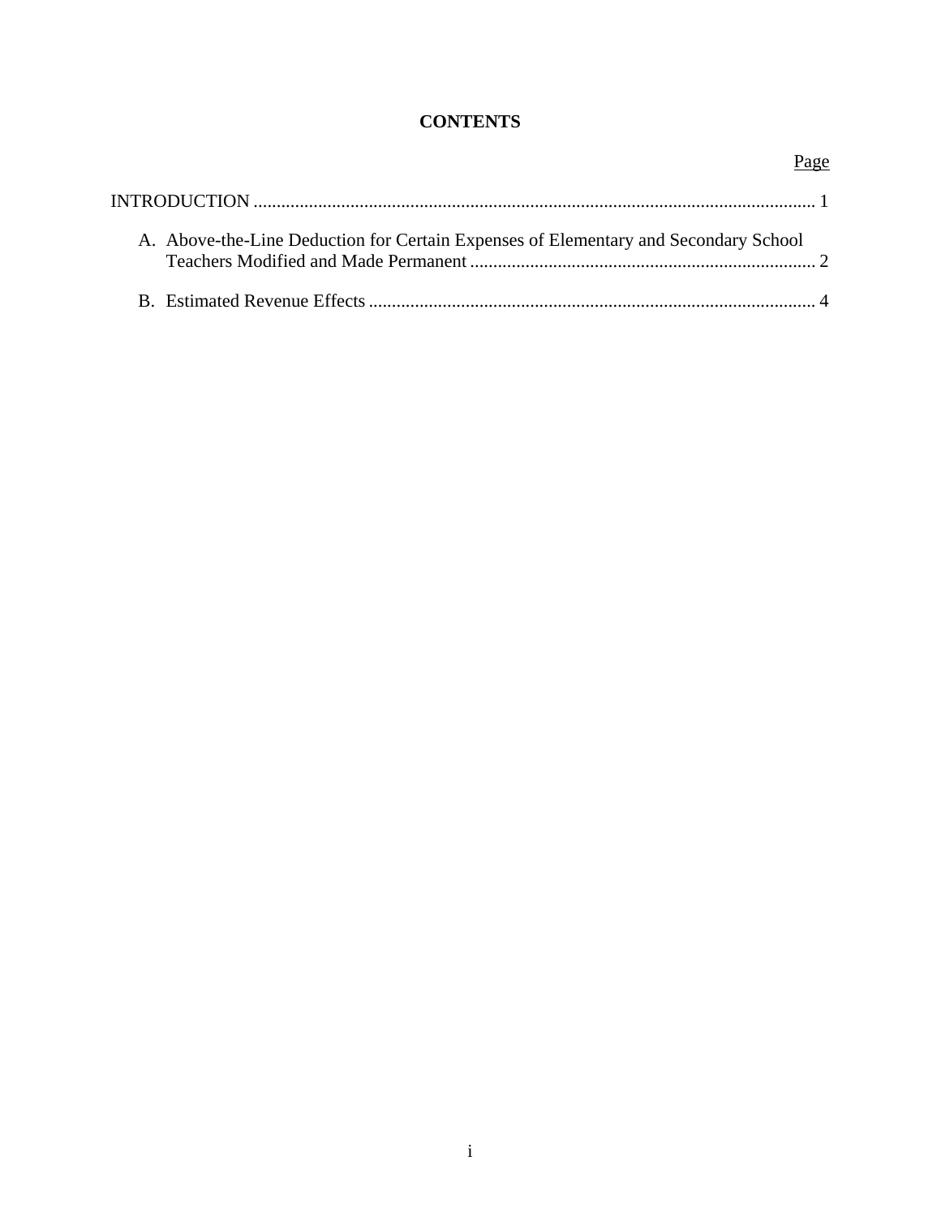# CONTENTS

| | Page |
|---|---|
| INTRODUCTION | 1 |
| A. Above-the-Line Deduction for Certain Expenses of Elementary and Secondary School Teachers Modified and Made Permanent | 2 |
| B. Estimated Revenue Effects | 4 |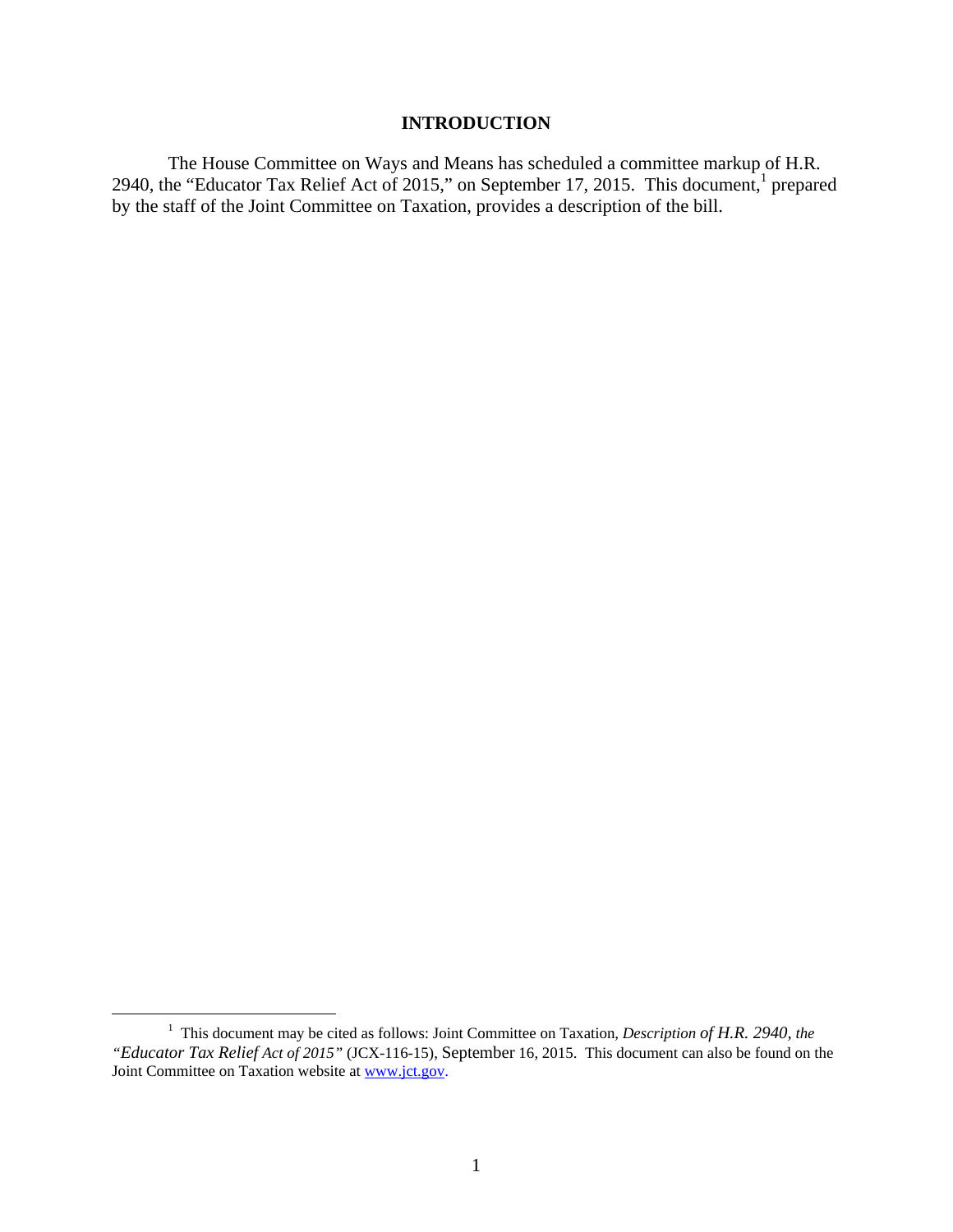# INTRODUCTION

The House Committee on Ways and Means has scheduled a committee markup of H.R. 2940, the "Educator Tax Relief Act of 2015," on September 17, 2015. This document,[1] prepared by the staff of the Joint Committee on Taxation, provides a description of the bill.

[1] This document may be cited as follows: Joint Committee on Taxation, *Description of H.R. 2940, the "Educator Tax Relief Act of 2015"* (JCX-116-15), September 16, 2015. This document can also be found on the Joint Committee on Taxation website at www.jct.gov.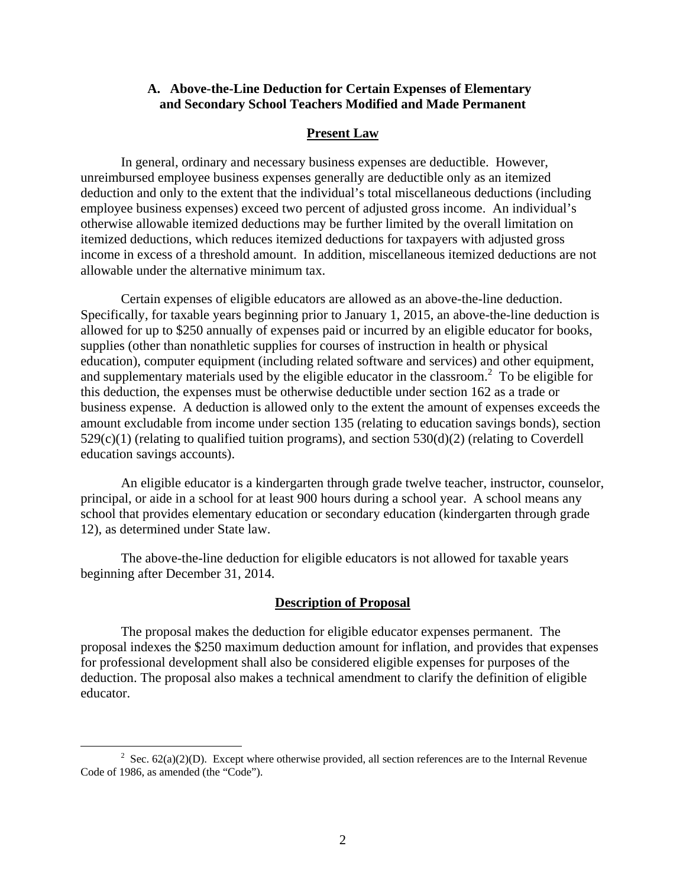### A. Above-the-Line Deduction for Certain Expenses of Elementary and Secondary School Teachers Modified and Made Permanent

#### Present Law

In general, ordinary and necessary business expenses are deductible. However, unreimbursed employee business expenses generally are deductible only as an itemized deduction and only to the extent that the individual's total miscellaneous deductions (including employee business expenses) exceed two percent of adjusted gross income. An individual's otherwise allowable itemized deductions may be further limited by the overall limitation on itemized deductions, which reduces itemized deductions for taxpayers with adjusted gross income in excess of a threshold amount. In addition, miscellaneous itemized deductions are not allowable under the alternative minimum tax.

Certain expenses of eligible educators are allowed as an above-the-line deduction. Specifically, for taxable years beginning prior to January 1, 2015, an above-the-line deduction is allowed for up to $250 annually of expenses paid or incurred by an eligible educator for books, supplies (other than nonathletic supplies for courses of instruction in health or physical education), computer equipment (including related software and services) and other equipment, and supplementary materials used by the eligible educator in the classroom.[2] To be eligible for this deduction, the expenses must be otherwise deductible under section 162 as a trade or business expense. A deduction is allowed only to the extent the amount of expenses exceeds the amount excludable from income under section 135 (relating to education savings bonds), section 529(c)(1) (relating to qualified tuition programs), and section 530(d)(2) (relating to Coverdell education savings accounts).

An eligible educator is a kindergarten through grade twelve teacher, instructor, counselor, principal, or aide in a school for at least 900 hours during a school year. A school means any school that provides elementary education or secondary education (kindergarten through grade 12), as determined under State law.

The above-the-line deduction for eligible educators is not allowed for taxable years beginning after December 31, 2014.

#### Description of Proposal

The proposal makes the deduction for eligible educator expenses permanent. The proposal indexes the $250 maximum deduction amount for inflation, and provides that expenses for professional development shall also be considered eligible expenses for purposes of the deduction. The proposal also makes a technical amendment to clarify the definition of eligible educator.

---

[2] Sec. 62(a)(2)(D). Except where otherwise provided, all section references are to the Internal Revenue Code of 1986, as amended (the "Code").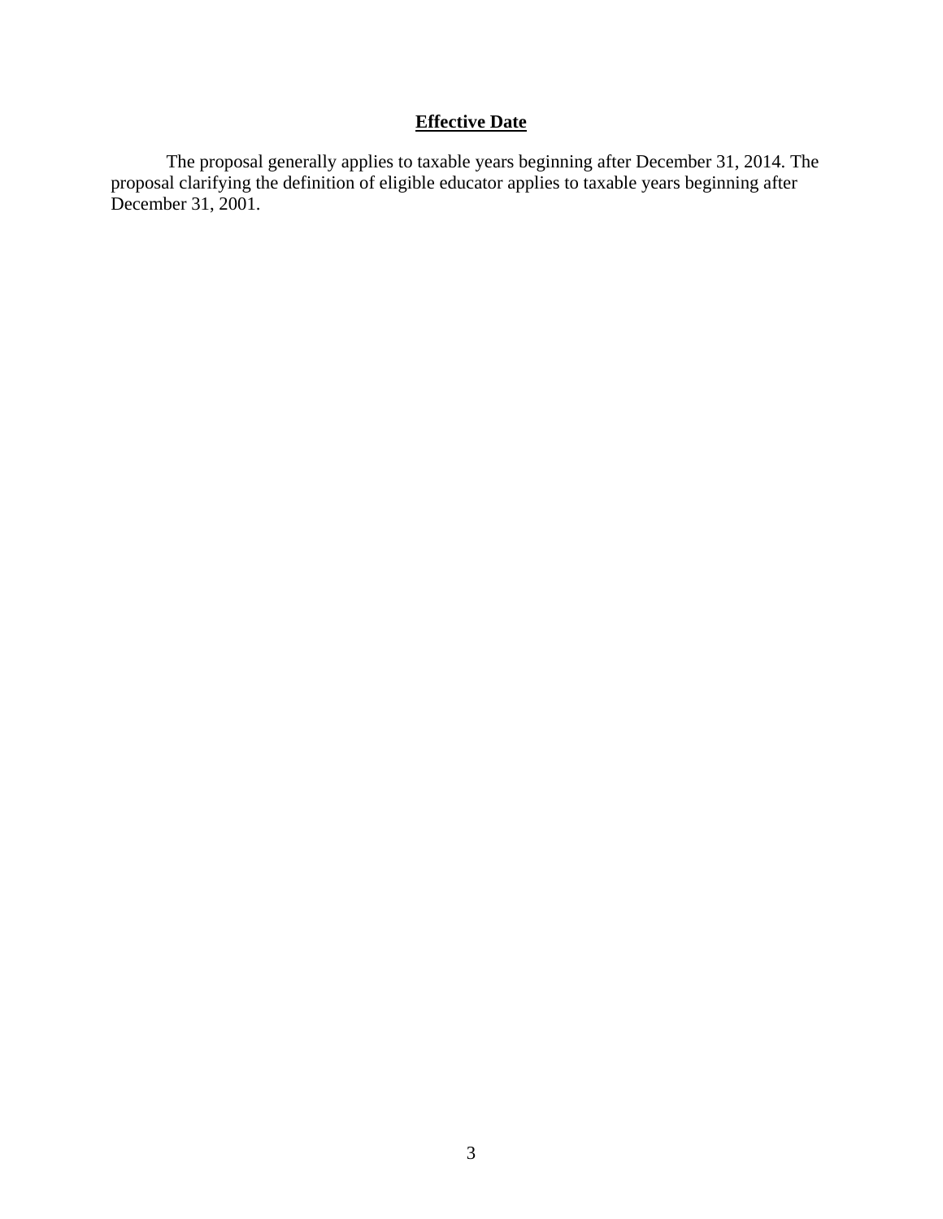## Effective Date

The proposal generally applies to taxable years beginning after December 31, 2014. The proposal clarifying the definition of eligible educator applies to taxable years beginning after December 31, 2001.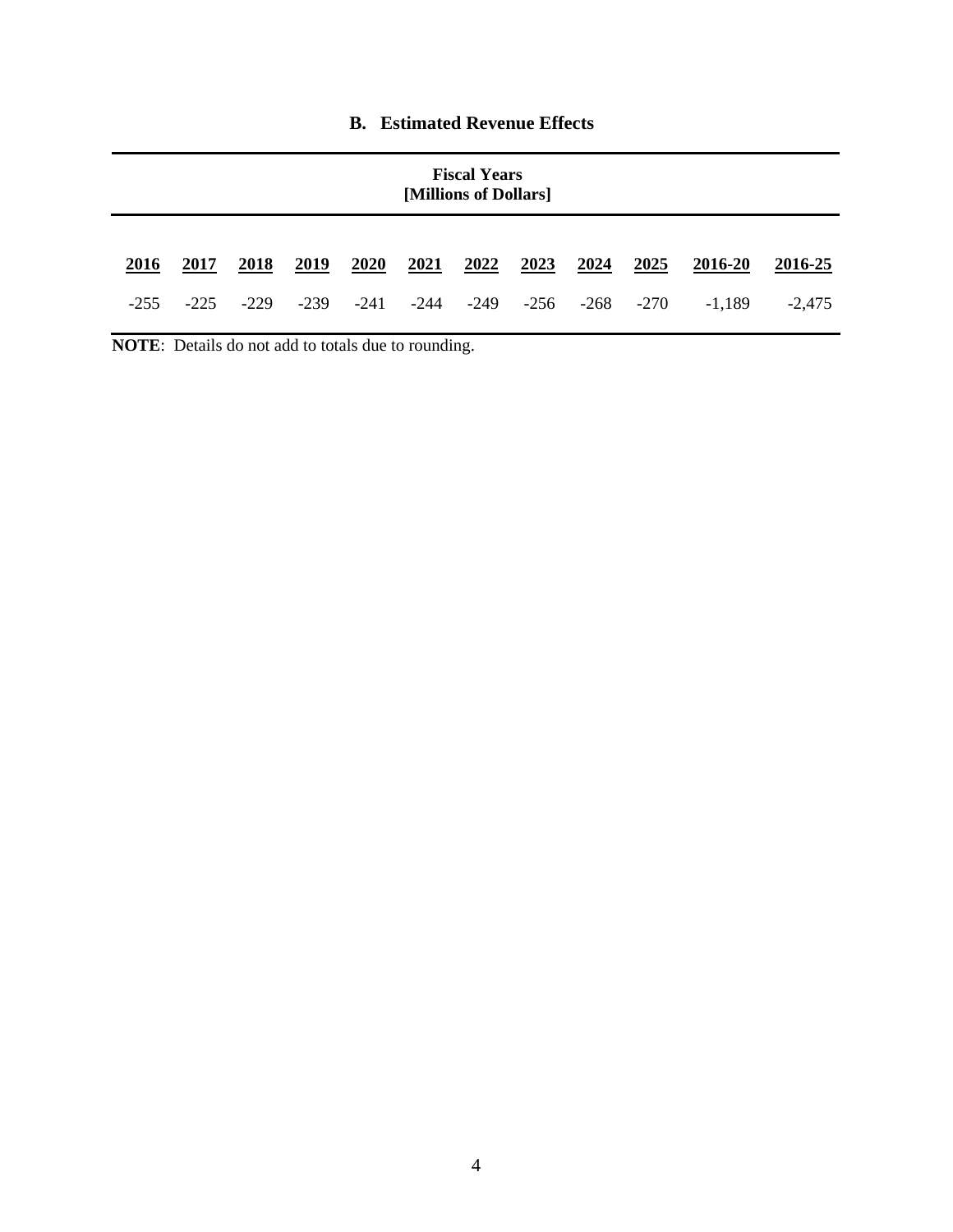## B. Estimated Revenue Effects

| Fiscal Years [Millions of Dollars] | | | | | | | | | | | |
|---|---|---|---|---|---|---|---|---|---|---|---|
| 2016 | 2017 | 2018 | 2019 | 2020 | 2021 | 2022 | 2023 | 2024 | 2025 | 2016-20 | 2016-25 |
| -255 | -225 | -229 | -239 | -241 | -244 | -249 | -256 | -268 | -270 | -1,189 | -2,475 |

**NOTE**: Details do not add to totals due to rounding.